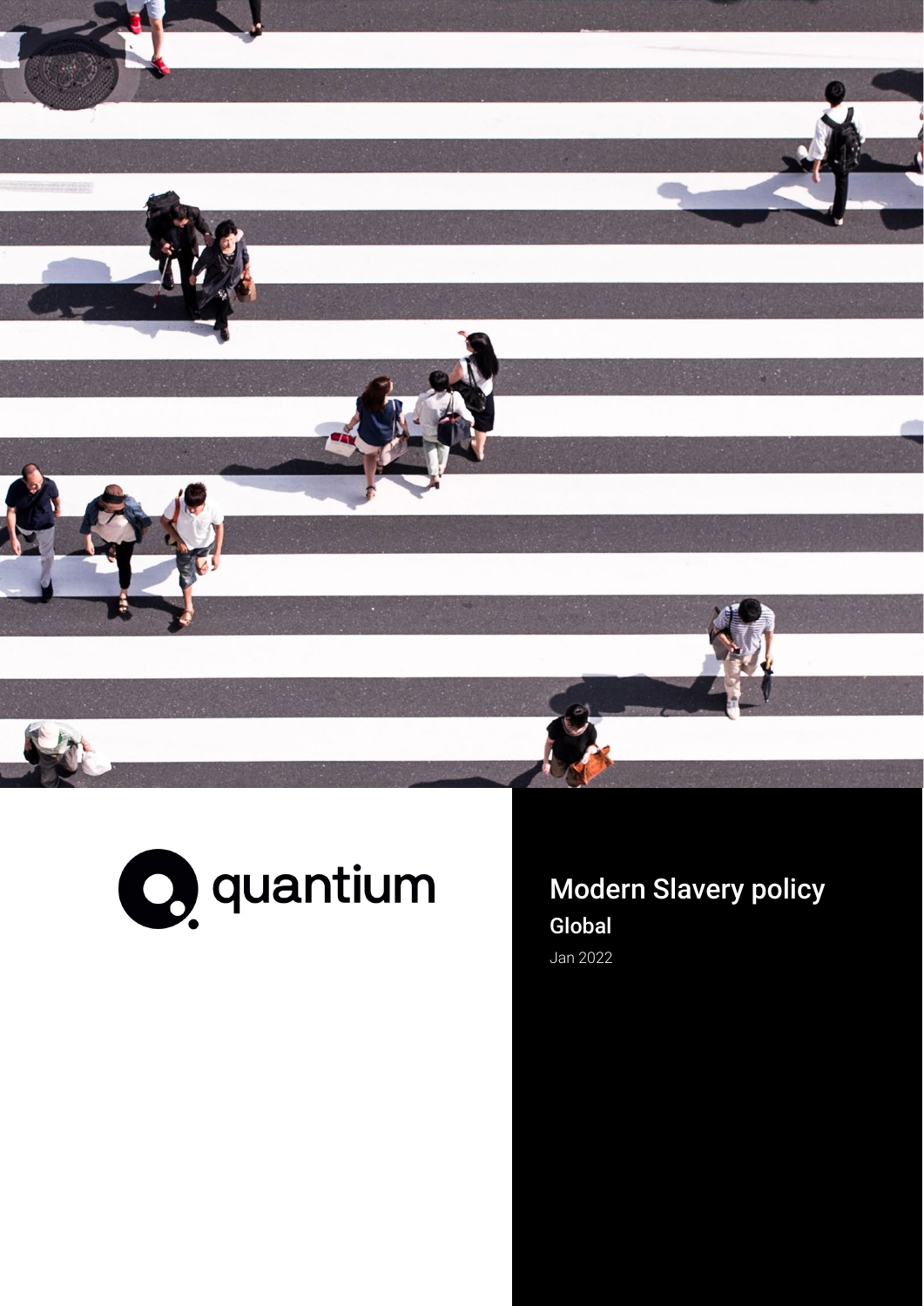quantium

# Modern Slavery policy

## Global

Jan 2022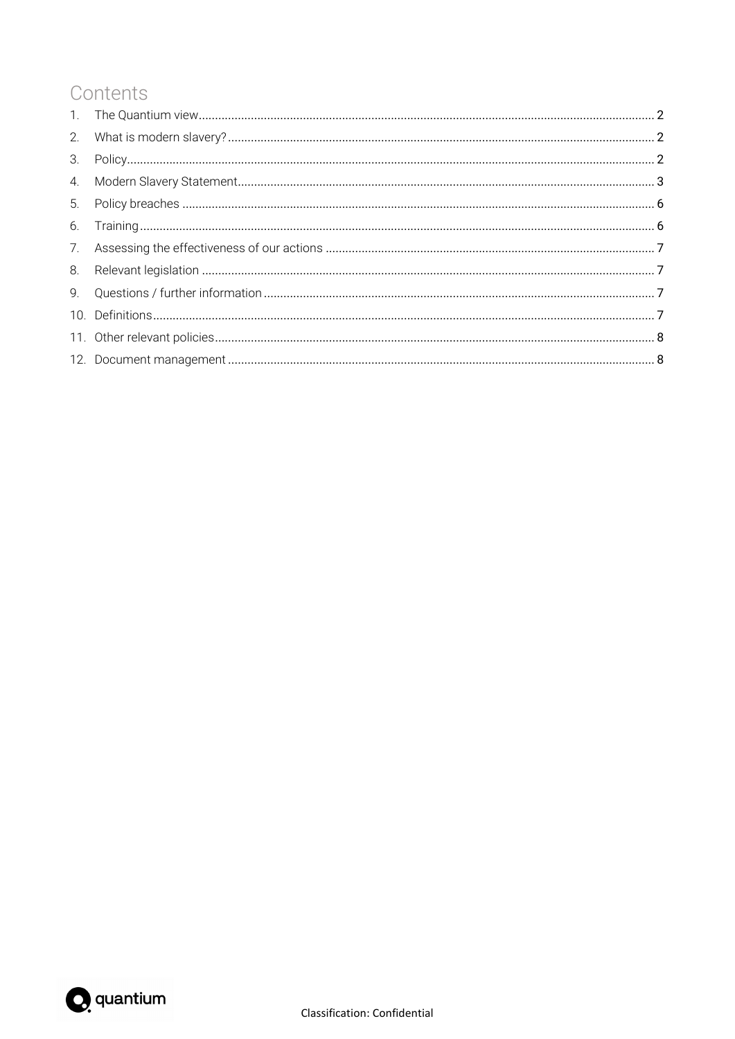# Contents

1. The Quantium view .......... 2
2. What is modern slavery? .......... 2
3. Policy .......... 2
4. Modern Slavery Statement .......... 3
5. Policy breaches .......... 6
6. Training .......... 6
7. Assessing the effectiveness of our actions .......... 7
8. Relevant legislation .......... 7
9. Questions / further information .......... 7
10. Definitions .......... 7
11. Other relevant policies .......... 8
12. Document management .......... 8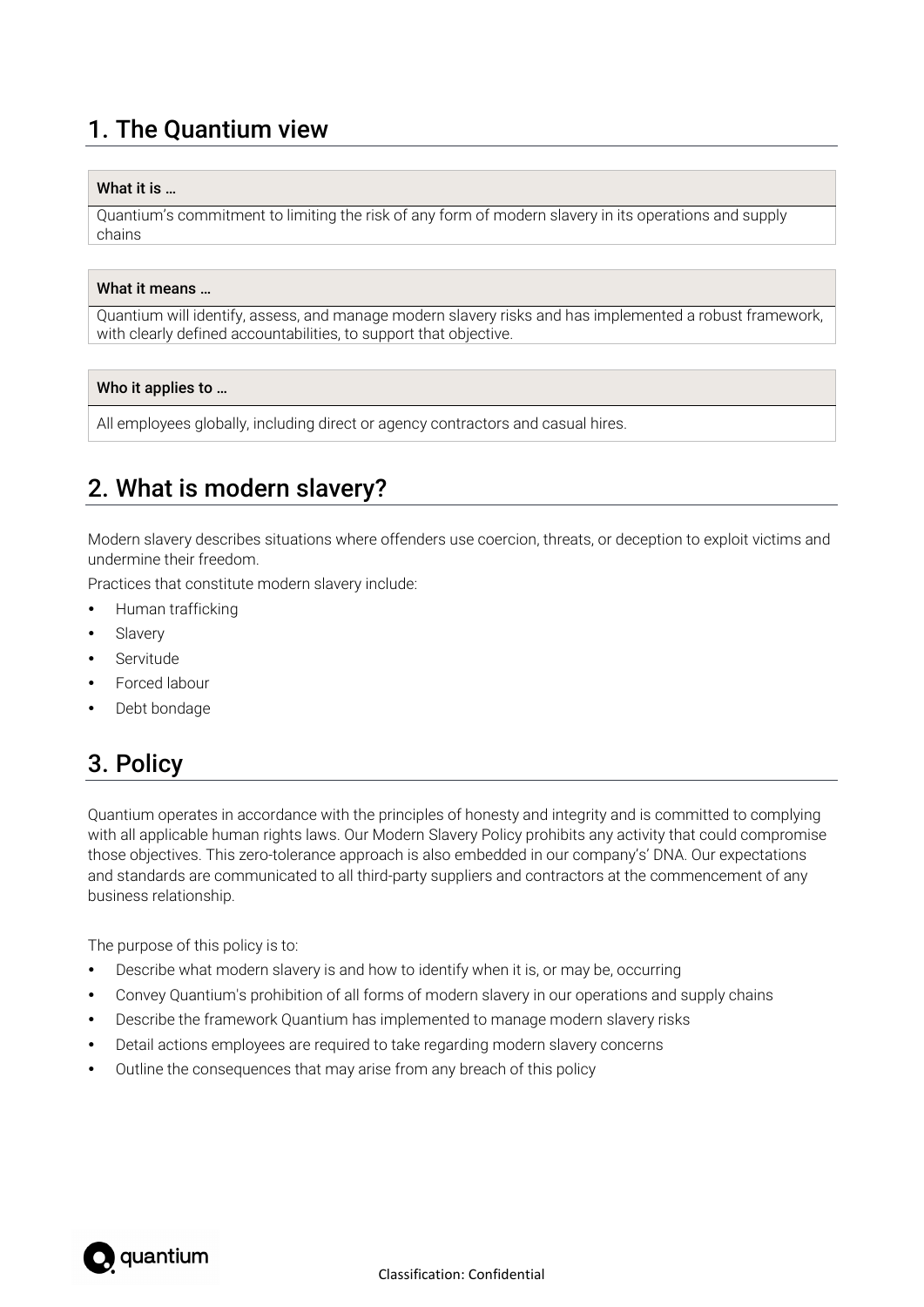## 1. The Quantium view

| What it is … |
|---|
| Quantium's commitment to limiting the risk of any form of modern slavery in its operations and supply chains |

| What it means … |
|---|
| Quantium will identify, assess, and manage modern slavery risks and has implemented a robust framework, with clearly defined accountabilities, to support that objective. |

| Who it applies to … |
|---|
| All employees globally, including direct or agency contractors and casual hires. |

## 2. What is modern slavery?

Modern slavery describes situations where offenders use coercion, threats, or deception to exploit victims and undermine their freedom.

Practices that constitute modern slavery include:

- Human trafficking
- Slavery
- Servitude
- Forced labour
- Debt bondage

## 3. Policy

Quantium operates in accordance with the principles of honesty and integrity and is committed to complying with all applicable human rights laws. Our Modern Slavery Policy prohibits any activity that could compromise those objectives. This zero-tolerance approach is also embedded in our company's' DNA. Our expectations and standards are communicated to all third-party suppliers and contractors at the commencement of any business relationship.

The purpose of this policy is to:

- Describe what modern slavery is and how to identify when it is, or may be, occurring
- Convey Quantium's prohibition of all forms of modern slavery in our operations and supply chains
- Describe the framework Quantium has implemented to manage modern slavery risks
- Detail actions employees are required to take regarding modern slavery concerns
- Outline the consequences that may arise from any breach of this policy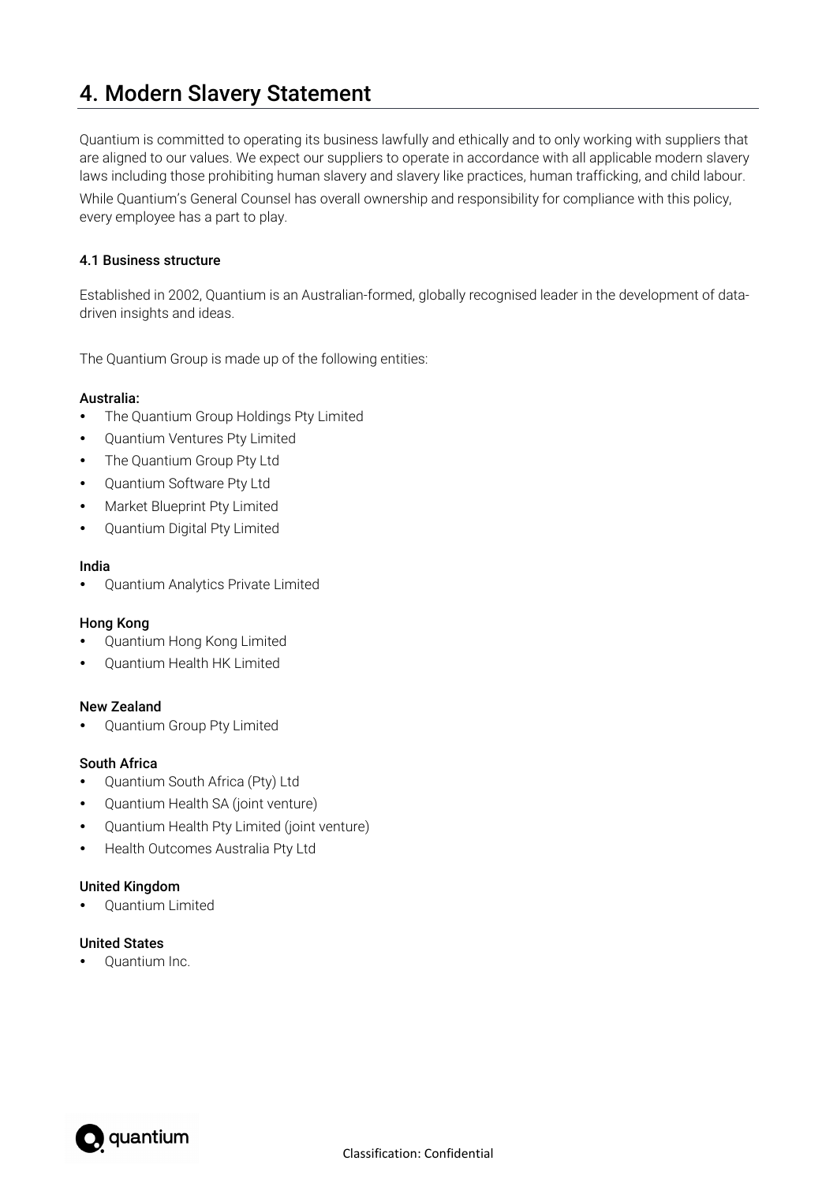# 4. Modern Slavery Statement

Quantium is committed to operating its business lawfully and ethically and to only working with suppliers that are aligned to our values. We expect our suppliers to operate in accordance with all applicable modern slavery laws including those prohibiting human slavery and slavery like practices, human trafficking, and child labour.

While Quantium's General Counsel has overall ownership and responsibility for compliance with this policy, every employee has a part to play.

### 4.1 Business structure

Established in 2002, Quantium is an Australian-formed, globally recognised leader in the development of data-driven insights and ideas.

The Quantium Group is made up of the following entities:

**Australia:**

- The Quantium Group Holdings Pty Limited
- Quantium Ventures Pty Limited
- The Quantium Group Pty Ltd
- Quantium Software Pty Ltd
- Market Blueprint Pty Limited
- Quantium Digital Pty Limited

**India**

- Quantium Analytics Private Limited

**Hong Kong**

- Quantium Hong Kong Limited
- Quantium Health HK Limited

**New Zealand**

- Quantium Group Pty Limited

**South Africa**

- Quantium South Africa (Pty) Ltd
- Quantium Health SA (joint venture)
- Quantium Health Pty Limited (joint venture)
- Health Outcomes Australia Pty Ltd

**United Kingdom**

- Quantium Limited

**United States**

- Quantium Inc.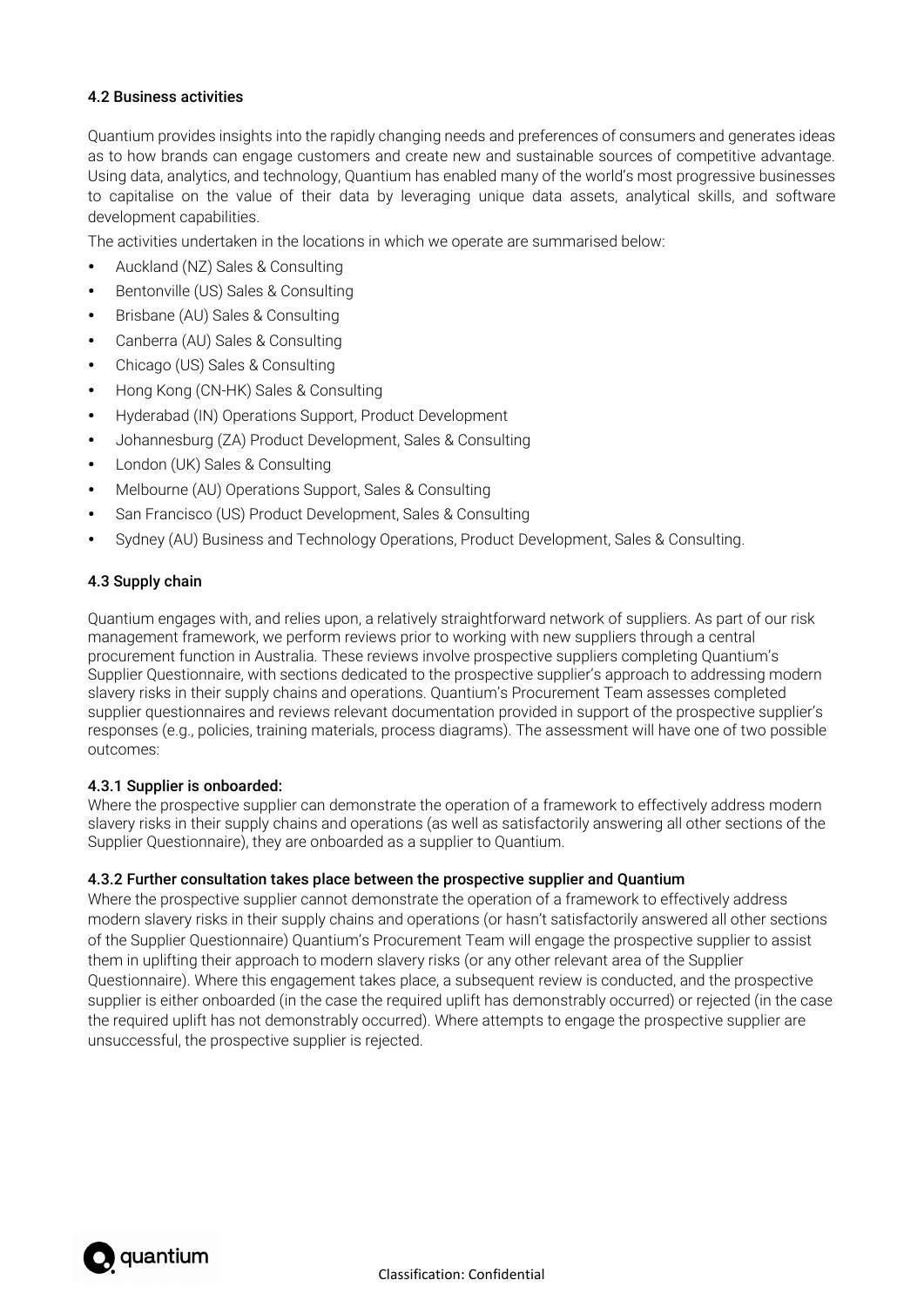### 4.2 Business activities

Quantium provides insights into the rapidly changing needs and preferences of consumers and generates ideas as to how brands can engage customers and create new and sustainable sources of competitive advantage. Using data, analytics, and technology, Quantium has enabled many of the world's most progressive businesses to capitalise on the value of their data by leveraging unique data assets, analytical skills, and software development capabilities.

The activities undertaken in the locations in which we operate are summarised below:

- Auckland (NZ) Sales & Consulting
- Bentonville (US) Sales & Consulting
- Brisbane (AU) Sales & Consulting
- Canberra (AU) Sales & Consulting
- Chicago (US) Sales & Consulting
- Hong Kong (CN-HK) Sales & Consulting
- Hyderabad (IN) Operations Support, Product Development
- Johannesburg (ZA) Product Development, Sales & Consulting
- London (UK) Sales & Consulting
- Melbourne (AU) Operations Support, Sales & Consulting
- San Francisco (US) Product Development, Sales & Consulting
- Sydney (AU) Business and Technology Operations, Product Development, Sales & Consulting.

### 4.3 Supply chain

Quantium engages with, and relies upon, a relatively straightforward network of suppliers. As part of our risk management framework, we perform reviews prior to working with new suppliers through a central procurement function in Australia. These reviews involve prospective suppliers completing Quantium's Supplier Questionnaire, with sections dedicated to the prospective supplier's approach to addressing modern slavery risks in their supply chains and operations. Quantium's Procurement Team assesses completed supplier questionnaires and reviews relevant documentation provided in support of the prospective supplier's responses (e.g., policies, training materials, process diagrams). The assessment will have one of two possible outcomes:

#### 4.3.1 Supplier is onboarded:

Where the prospective supplier can demonstrate the operation of a framework to effectively address modern slavery risks in their supply chains and operations (as well as satisfactorily answering all other sections of the Supplier Questionnaire), they are onboarded as a supplier to Quantium.

#### 4.3.2 Further consultation takes place between the prospective supplier and Quantium

Where the prospective supplier cannot demonstrate the operation of a framework to effectively address modern slavery risks in their supply chains and operations (or hasn't satisfactorily answered all other sections of the Supplier Questionnaire) Quantium's Procurement Team will engage the prospective supplier to assist them in uplifting their approach to modern slavery risks (or any other relevant area of the Supplier Questionnaire). Where this engagement takes place, a subsequent review is conducted, and the prospective supplier is either onboarded (in the case the required uplift has demonstrably occurred) or rejected (in the case the required uplift has not demonstrably occurred). Where attempts to engage the prospective supplier are unsuccessful, the prospective supplier is rejected.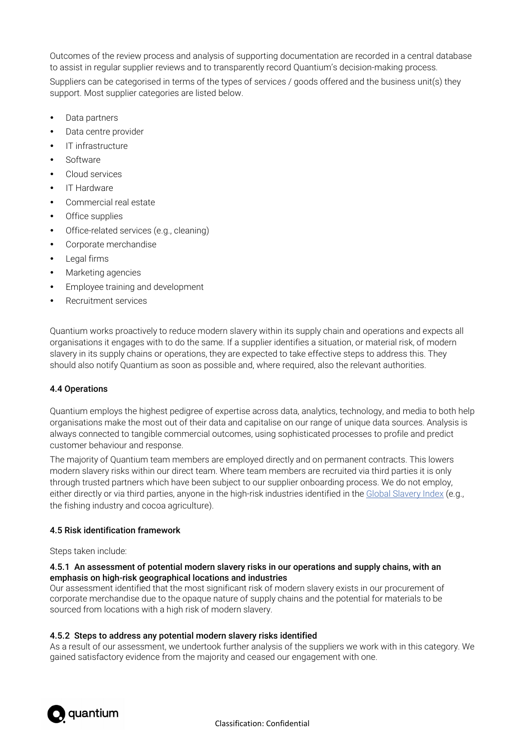Outcomes of the review process and analysis of supporting documentation are recorded in a central database to assist in regular supplier reviews and to transparently record Quantium's decision-making process.

Suppliers can be categorised in terms of the types of services / goods offered and the business unit(s) they support. Most supplier categories are listed below.

- Data partners
- Data centre provider
- IT infrastructure
- Software
- Cloud services
- IT Hardware
- Commercial real estate
- Office supplies
- Office-related services (e.g., cleaning)
- Corporate merchandise
- Legal firms
- Marketing agencies
- Employee training and development
- Recruitment services

Quantium works proactively to reduce modern slavery within its supply chain and operations and expects all organisations it engages with to do the same. If a supplier identifies a situation, or material risk, of modern slavery in its supply chains or operations, they are expected to take effective steps to address this. They should also notify Quantium as soon as possible and, where required, also the relevant authorities.

### 4.4 Operations

Quantium employs the highest pedigree of expertise across data, analytics, technology, and media to both help organisations make the most out of their data and capitalise on our range of unique data sources. Analysis is always connected to tangible commercial outcomes, using sophisticated processes to profile and predict customer behaviour and response.

The majority of Quantium team members are employed directly and on permanent contracts. This lowers modern slavery risks within our direct team. Where team members are recruited via third parties it is only through trusted partners which have been subject to our supplier onboarding process. We do not employ, either directly or via third parties, anyone in the high-risk industries identified in the Global Slavery Index (e.g., the fishing industry and cocoa agriculture).

### 4.5 Risk identification framework

Steps taken include:

#### 4.5.1 An assessment of potential modern slavery risks in our operations and supply chains, with an emphasis on high-risk geographical locations and industries

Our assessment identified that the most significant risk of modern slavery exists in our procurement of corporate merchandise due to the opaque nature of supply chains and the potential for materials to be sourced from locations with a high risk of modern slavery.

#### 4.5.2 Steps to address any potential modern slavery risks identified

As a result of our assessment, we undertook further analysis of the suppliers we work with in this category. We gained satisfactory evidence from the majority and ceased our engagement with one.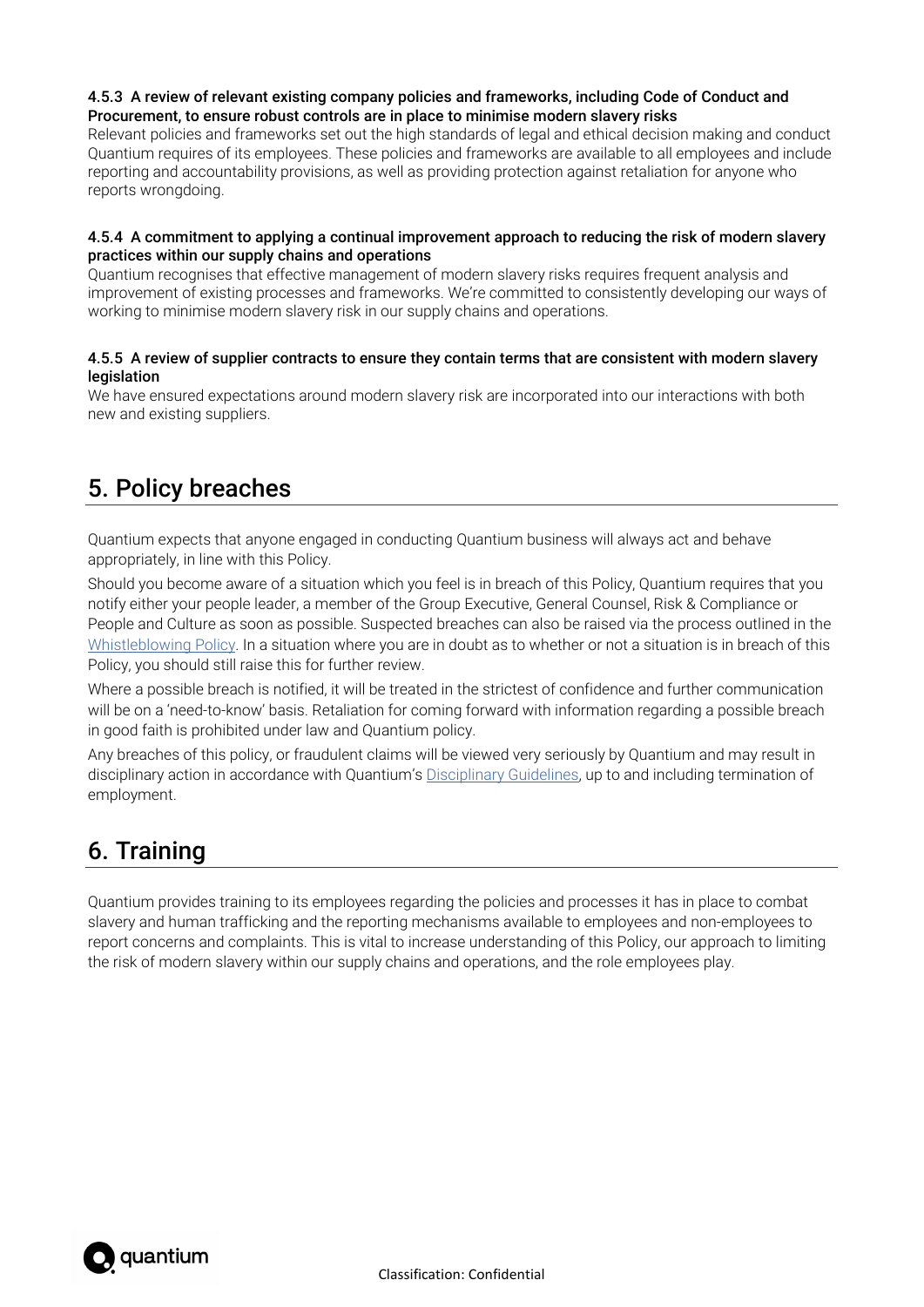#### 4.5.3 A review of relevant existing company policies and frameworks, including Code of Conduct and Procurement, to ensure robust controls are in place to minimise modern slavery risks

Relevant policies and frameworks set out the high standards of legal and ethical decision making and conduct Quantium requires of its employees. These policies and frameworks are available to all employees and include reporting and accountability provisions, as well as providing protection against retaliation for anyone who reports wrongdoing.

#### 4.5.4 A commitment to applying a continual improvement approach to reducing the risk of modern slavery practices within our supply chains and operations

Quantium recognises that effective management of modern slavery risks requires frequent analysis and improvement of existing processes and frameworks. We're committed to consistently developing our ways of working to minimise modern slavery risk in our supply chains and operations.

#### 4.5.5 A review of supplier contracts to ensure they contain terms that are consistent with modern slavery legislation

We have ensured expectations around modern slavery risk are incorporated into our interactions with both new and existing suppliers.

## 5. Policy breaches

Quantium expects that anyone engaged in conducting Quantium business will always act and behave appropriately, in line with this Policy.

Should you become aware of a situation which you feel is in breach of this Policy, Quantium requires that you notify either your people leader, a member of the Group Executive, General Counsel, Risk & Compliance or People and Culture as soon as possible. Suspected breaches can also be raised via the process outlined in the Whistleblowing Policy. In a situation where you are in doubt as to whether or not a situation is in breach of this Policy, you should still raise this for further review.

Where a possible breach is notified, it will be treated in the strictest of confidence and further communication will be on a 'need-to-know' basis. Retaliation for coming forward with information regarding a possible breach in good faith is prohibited under law and Quantium policy.

Any breaches of this policy, or fraudulent claims will be viewed very seriously by Quantium and may result in disciplinary action in accordance with Quantium's Disciplinary Guidelines, up to and including termination of employment.

## 6. Training

Quantium provides training to its employees regarding the policies and processes it has in place to combat slavery and human trafficking and the reporting mechanisms available to employees and non-employees to report concerns and complaints. This is vital to increase understanding of this Policy, our approach to limiting the risk of modern slavery within our supply chains and operations, and the role employees play.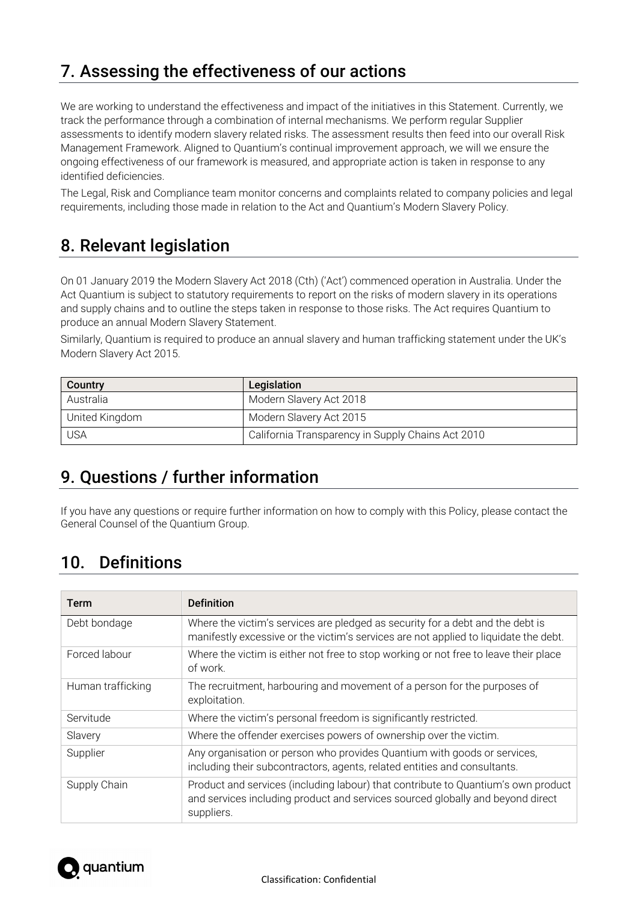## 7. Assessing the effectiveness of our actions

We are working to understand the effectiveness and impact of the initiatives in this Statement. Currently, we track the performance through a combination of internal mechanisms. We perform regular Supplier assessments to identify modern slavery related risks. The assessment results then feed into our overall Risk Management Framework. Aligned to Quantium's continual improvement approach, we will we ensure the ongoing effectiveness of our framework is measured, and appropriate action is taken in response to any identified deficiencies.

The Legal, Risk and Compliance team monitor concerns and complaints related to company policies and legal requirements, including those made in relation to the Act and Quantium's Modern Slavery Policy.

## 8. Relevant legislation

On 01 January 2019 the Modern Slavery Act 2018 (Cth) ('Act') commenced operation in Australia. Under the Act Quantium is subject to statutory requirements to report on the risks of modern slavery in its operations and supply chains and to outline the steps taken in response to those risks. The Act requires Quantium to produce an annual Modern Slavery Statement.

Similarly, Quantium is required to produce an annual slavery and human trafficking statement under the UK's Modern Slavery Act 2015.

| Country | Legislation |
|---|---|
| Australia | Modern Slavery Act 2018 |
| United Kingdom | Modern Slavery Act 2015 |
| USA | California Transparency in Supply Chains Act 2010 |

## 9. Questions / further information

If you have any questions or require further information on how to comply with this Policy, please contact the General Counsel of the Quantium Group.

## 10. Definitions

| Term | Definition |
|---|---|
| Debt bondage | Where the victim's services are pledged as security for a debt and the debt is manifestly excessive or the victim's services are not applied to liquidate the debt. |
| Forced labour | Where the victim is either not free to stop working or not free to leave their place of work. |
| Human trafficking | The recruitment, harbouring and movement of a person for the purposes of exploitation. |
| Servitude | Where the victim's personal freedom is significantly restricted. |
| Slavery | Where the offender exercises powers of ownership over the victim. |
| Supplier | Any organisation or person who provides Quantium with goods or services, including their subcontractors, agents, related entities and consultants. |
| Supply Chain | Product and services (including labour) that contribute to Quantium's own product and services including product and services sourced globally and beyond direct suppliers. |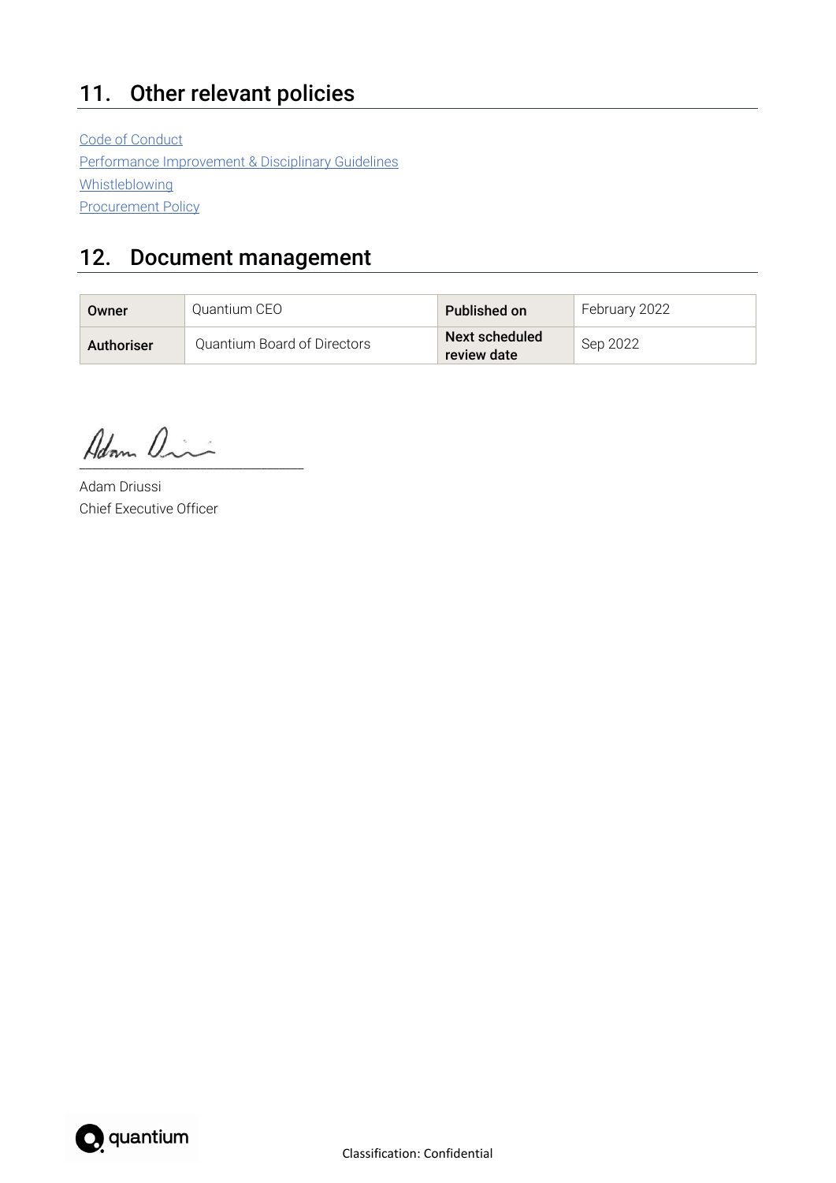## 11. Other relevant policies

[Code of Conduct]
[Performance Improvement & Disciplinary Guidelines]
[Whistleblowing]
[Procurement Policy]

## 12. Document management

| | | | |
|---|---|---|---|
| **Owner** | Quantium CEO | **Published on** | February 2022 |
| **Authoriser** | Quantium Board of Directors | **Next scheduled review date** | Sep 2022 |

Adam Driussi
Chief Executive Officer

Classification: Confidential